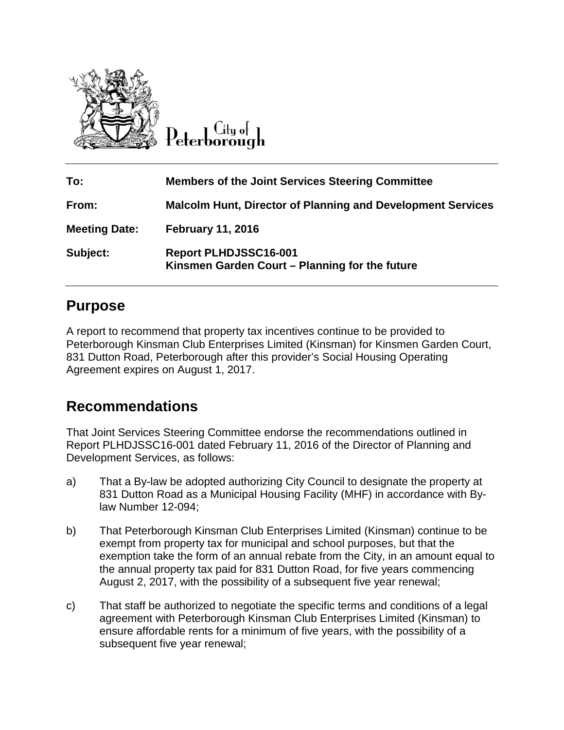City of Peterborough

| | |
|---|---|
| **To:** | **Members of the Joint Services Steering Committee** |
| **From:** | **Malcolm Hunt, Director of Planning and Development Services** |
| **Meeting Date:** | **February 11, 2016** |
| **Subject:** | **Report PLHDJSSC16-001 Kinsmen Garden Court – Planning for the future** |

## Purpose

A report to recommend that property tax incentives continue to be provided to Peterborough Kinsman Club Enterprises Limited (Kinsman) for Kinsmen Garden Court, 831 Dutton Road, Peterborough after this provider's Social Housing Operating Agreement expires on August 1, 2017.

## Recommendations

That Joint Services Steering Committee endorse the recommendations outlined in Report PLHDJSSC16-001 dated February 11, 2016 of the Director of Planning and Development Services, as follows:

a) That a By-law be adopted authorizing City Council to designate the property at 831 Dutton Road as a Municipal Housing Facility (MHF) in accordance with By-law Number 12-094;

b) That Peterborough Kinsman Club Enterprises Limited (Kinsman) continue to be exempt from property tax for municipal and school purposes, but that the exemption take the form of an annual rebate from the City, in an amount equal to the annual property tax paid for 831 Dutton Road, for five years commencing August 2, 2017, with the possibility of a subsequent five year renewal;

c) That staff be authorized to negotiate the specific terms and conditions of a legal agreement with Peterborough Kinsman Club Enterprises Limited (Kinsman) to ensure affordable rents for a minimum of five years, with the possibility of a subsequent five year renewal;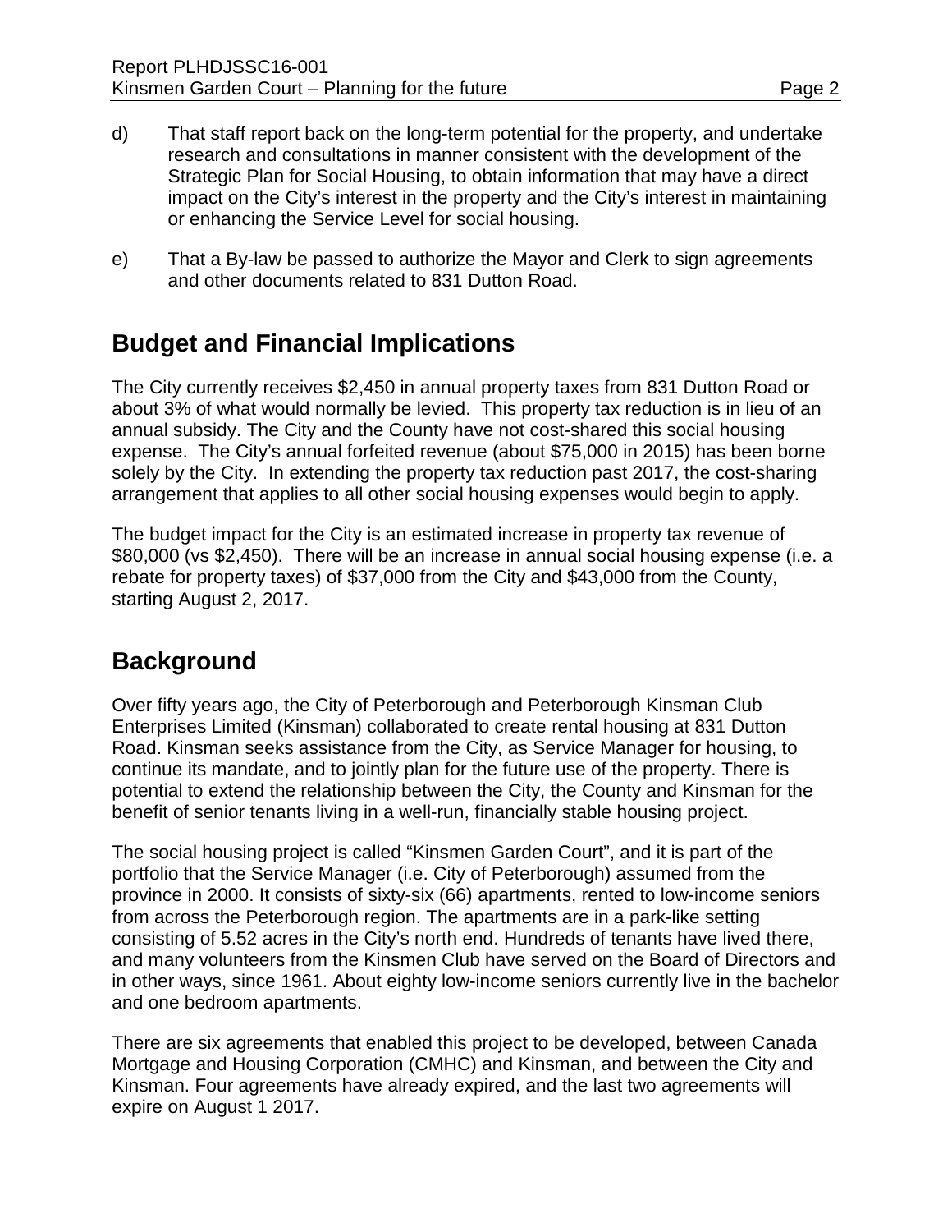d) That staff report back on the long-term potential for the property, and undertake research and consultations in manner consistent with the development of the Strategic Plan for Social Housing, to obtain information that may have a direct impact on the City's interest in the property and the City's interest in maintaining or enhancing the Service Level for social housing.

e) That a By-law be passed to authorize the Mayor and Clerk to sign agreements and other documents related to 831 Dutton Road.

## Budget and Financial Implications

The City currently receives $2,450 in annual property taxes from 831 Dutton Road or about 3% of what would normally be levied. This property tax reduction is in lieu of an annual subsidy. The City and the County have not cost-shared this social housing expense. The City's annual forfeited revenue (about $75,000 in 2015) has been borne solely by the City. In extending the property tax reduction past 2017, the cost-sharing arrangement that applies to all other social housing expenses would begin to apply.

The budget impact for the City is an estimated increase in property tax revenue of $80,000 (vs $2,450). There will be an increase in annual social housing expense (i.e. a rebate for property taxes) of $37,000 from the City and $43,000 from the County, starting August 2, 2017.

## Background

Over fifty years ago, the City of Peterborough and Peterborough Kinsman Club Enterprises Limited (Kinsman) collaborated to create rental housing at 831 Dutton Road. Kinsman seeks assistance from the City, as Service Manager for housing, to continue its mandate, and to jointly plan for the future use of the property. There is potential to extend the relationship between the City, the County and Kinsman for the benefit of senior tenants living in a well-run, financially stable housing project.

The social housing project is called "Kinsmen Garden Court", and it is part of the portfolio that the Service Manager (i.e. City of Peterborough) assumed from the province in 2000. It consists of sixty-six (66) apartments, rented to low-income seniors from across the Peterborough region. The apartments are in a park-like setting consisting of 5.52 acres in the City's north end. Hundreds of tenants have lived there, and many volunteers from the Kinsmen Club have served on the Board of Directors and in other ways, since 1961. About eighty low-income seniors currently live in the bachelor and one bedroom apartments.

There are six agreements that enabled this project to be developed, between Canada Mortgage and Housing Corporation (CMHC) and Kinsman, and between the City and Kinsman. Four agreements have already expired, and the last two agreements will expire on August 1 2017.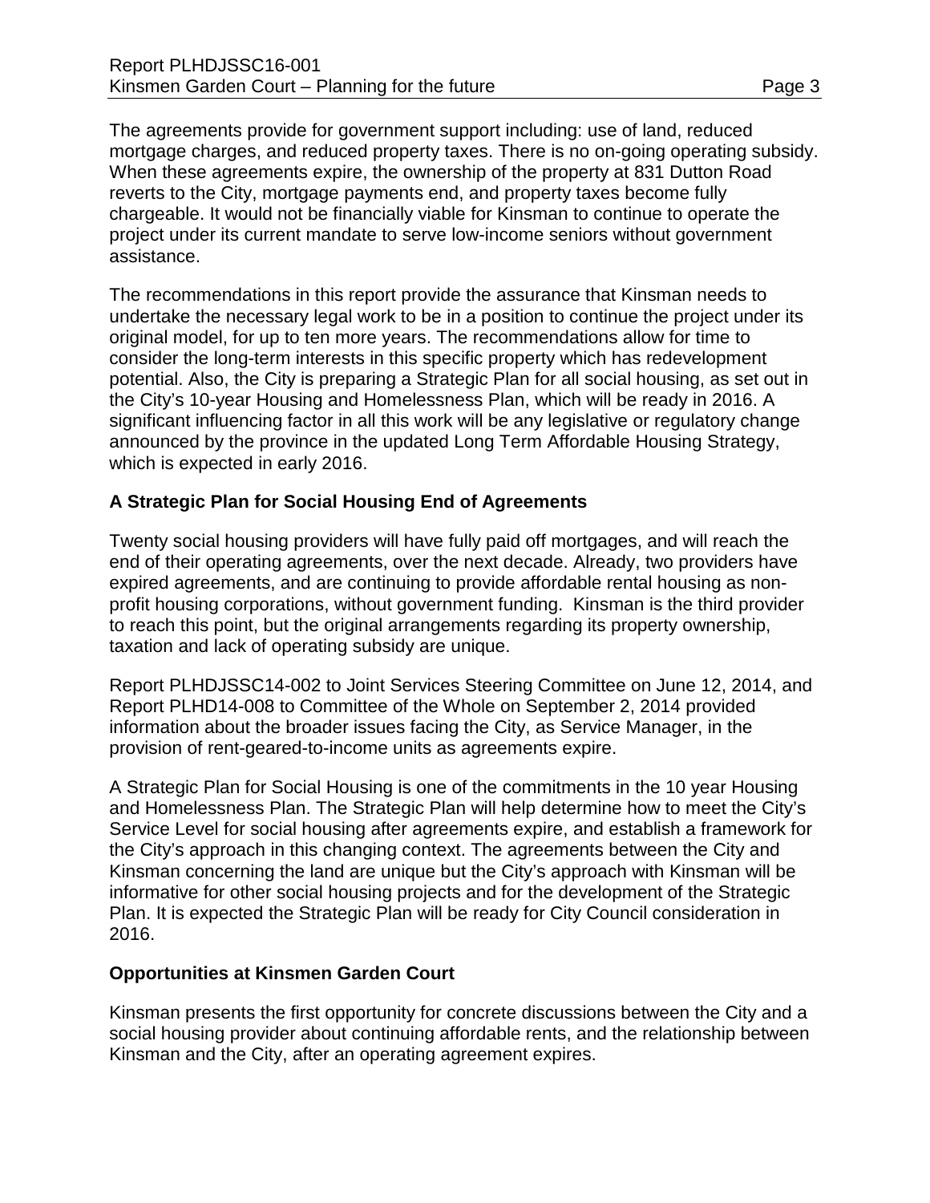The agreements provide for government support including: use of land, reduced mortgage charges, and reduced property taxes. There is no on-going operating subsidy. When these agreements expire, the ownership of the property at 831 Dutton Road reverts to the City, mortgage payments end, and property taxes become fully chargeable. It would not be financially viable for Kinsman to continue to operate the project under its current mandate to serve low-income seniors without government assistance.

The recommendations in this report provide the assurance that Kinsman needs to undertake the necessary legal work to be in a position to continue the project under its original model, for up to ten more years. The recommendations allow for time to consider the long-term interests in this specific property which has redevelopment potential. Also, the City is preparing a Strategic Plan for all social housing, as set out in the City's 10-year Housing and Homelessness Plan, which will be ready in 2016. A significant influencing factor in all this work will be any legislative or regulatory change announced by the province in the updated Long Term Affordable Housing Strategy, which is expected in early 2016.

**A Strategic Plan for Social Housing End of Agreements**

Twenty social housing providers will have fully paid off mortgages, and will reach the end of their operating agreements, over the next decade. Already, two providers have expired agreements, and are continuing to provide affordable rental housing as non-profit housing corporations, without government funding. Kinsman is the third provider to reach this point, but the original arrangements regarding its property ownership, taxation and lack of operating subsidy are unique.

Report PLHDJSSC14-002 to Joint Services Steering Committee on June 12, 2014, and Report PLHD14-008 to Committee of the Whole on September 2, 2014 provided information about the broader issues facing the City, as Service Manager, in the provision of rent-geared-to-income units as agreements expire.

A Strategic Plan for Social Housing is one of the commitments in the 10 year Housing and Homelessness Plan. The Strategic Plan will help determine how to meet the City's Service Level for social housing after agreements expire, and establish a framework for the City's approach in this changing context. The agreements between the City and Kinsman concerning the land are unique but the City's approach with Kinsman will be informative for other social housing projects and for the development of the Strategic Plan. It is expected the Strategic Plan will be ready for City Council consideration in 2016.

**Opportunities at Kinsmen Garden Court**

Kinsman presents the first opportunity for concrete discussions between the City and a social housing provider about continuing affordable rents, and the relationship between Kinsman and the City, after an operating agreement expires.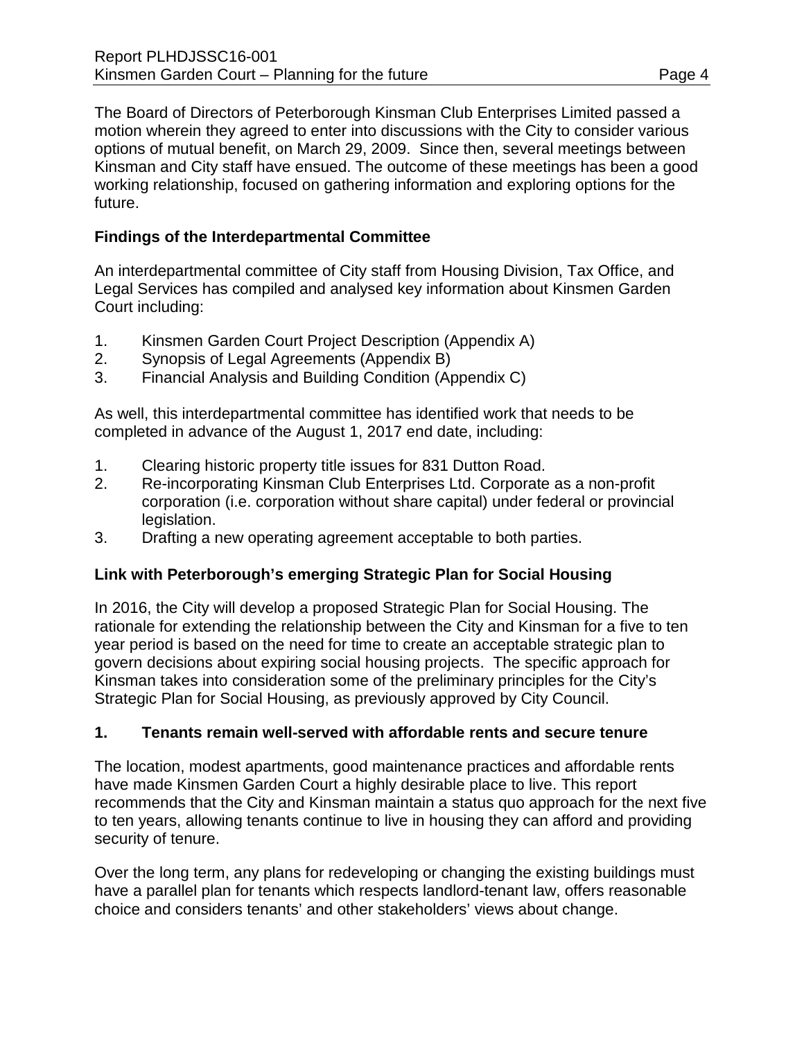The Board of Directors of Peterborough Kinsman Club Enterprises Limited passed a motion wherein they agreed to enter into discussions with the City to consider various options of mutual benefit, on March 29, 2009. Since then, several meetings between Kinsman and City staff have ensued. The outcome of these meetings has been a good working relationship, focused on gathering information and exploring options for the future.

**Findings of the Interdepartmental Committee**

An interdepartmental committee of City staff from Housing Division, Tax Office, and Legal Services has compiled and analysed key information about Kinsmen Garden Court including:

1. Kinsmen Garden Court Project Description (Appendix A)
2. Synopsis of Legal Agreements (Appendix B)
3. Financial Analysis and Building Condition (Appendix C)

As well, this interdepartmental committee has identified work that needs to be completed in advance of the August 1, 2017 end date, including:

1. Clearing historic property title issues for 831 Dutton Road.
2. Re-incorporating Kinsman Club Enterprises Ltd. Corporate as a non-profit corporation (i.e. corporation without share capital) under federal or provincial legislation.
3. Drafting a new operating agreement acceptable to both parties.

**Link with Peterborough's emerging Strategic Plan for Social Housing**

In 2016, the City will develop a proposed Strategic Plan for Social Housing. The rationale for extending the relationship between the City and Kinsman for a five to ten year period is based on the need for time to create an acceptable strategic plan to govern decisions about expiring social housing projects. The specific approach for Kinsman takes into consideration some of the preliminary principles for the City's Strategic Plan for Social Housing, as previously approved by City Council.

**1. Tenants remain well-served with affordable rents and secure tenure**

The location, modest apartments, good maintenance practices and affordable rents have made Kinsmen Garden Court a highly desirable place to live. This report recommends that the City and Kinsman maintain a status quo approach for the next five to ten years, allowing tenants continue to live in housing they can afford and providing security of tenure.

Over the long term, any plans for redeveloping or changing the existing buildings must have a parallel plan for tenants which respects landlord-tenant law, offers reasonable choice and considers tenants' and other stakeholders' views about change.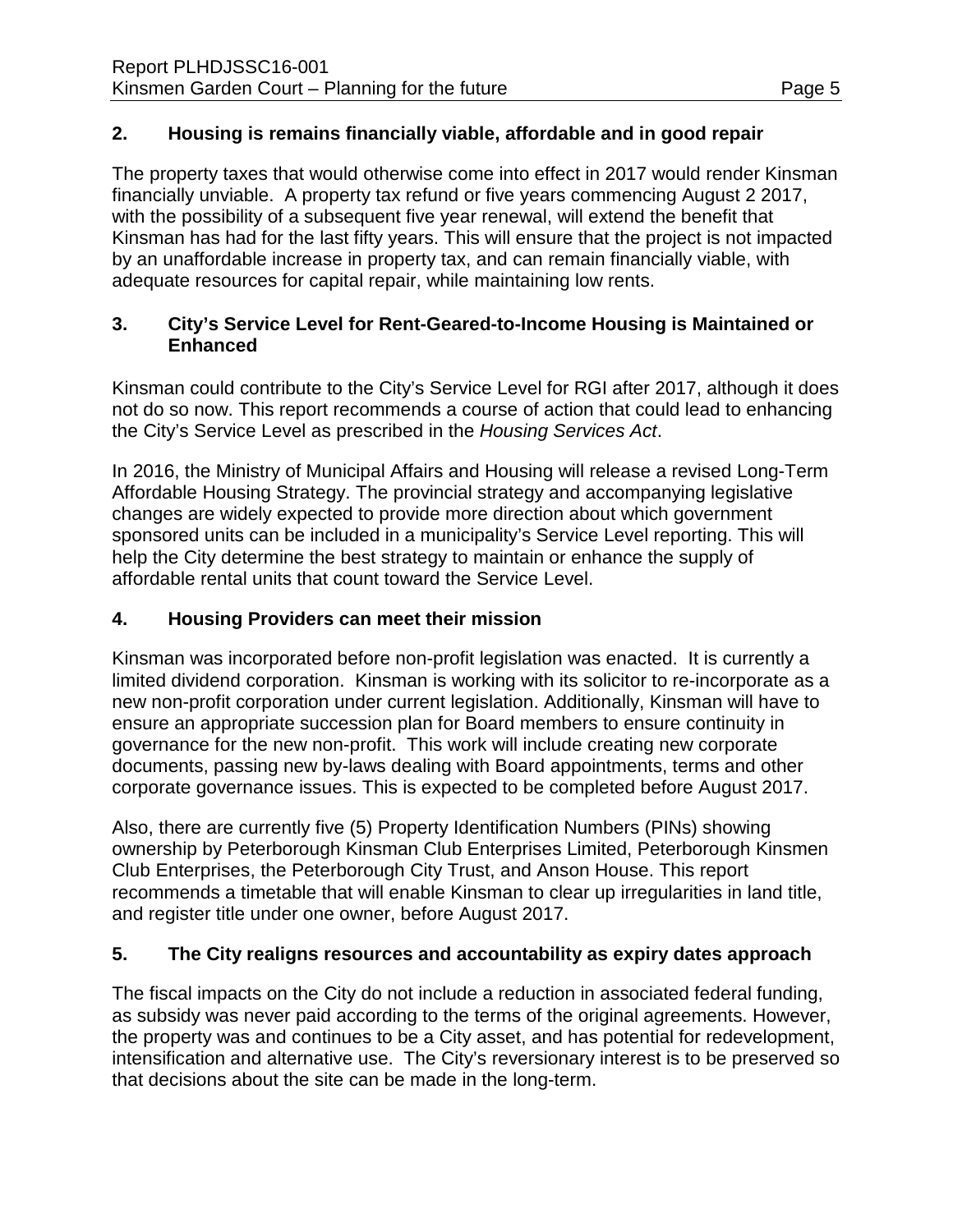## 2. Housing is remains financially viable, affordable and in good repair

The property taxes that would otherwise come into effect in 2017 would render Kinsman financially unviable. A property tax refund or five years commencing August 2 2017, with the possibility of a subsequent five year renewal, will extend the benefit that Kinsman has had for the last fifty years. This will ensure that the project is not impacted by an unaffordable increase in property tax, and can remain financially viable, with adequate resources for capital repair, while maintaining low rents.

## 3. City's Service Level for Rent-Geared-to-Income Housing is Maintained or Enhanced

Kinsman could contribute to the City's Service Level for RGI after 2017, although it does not do so now. This report recommends a course of action that could lead to enhancing the City's Service Level as prescribed in the *Housing Services Act*.

In 2016, the Ministry of Municipal Affairs and Housing will release a revised Long-Term Affordable Housing Strategy. The provincial strategy and accompanying legislative changes are widely expected to provide more direction about which government sponsored units can be included in a municipality's Service Level reporting. This will help the City determine the best strategy to maintain or enhance the supply of affordable rental units that count toward the Service Level.

## 4. Housing Providers can meet their mission

Kinsman was incorporated before non-profit legislation was enacted. It is currently a limited dividend corporation. Kinsman is working with its solicitor to re-incorporate as a new non-profit corporation under current legislation. Additionally, Kinsman will have to ensure an appropriate succession plan for Board members to ensure continuity in governance for the new non-profit. This work will include creating new corporate documents, passing new by-laws dealing with Board appointments, terms and other corporate governance issues. This is expected to be completed before August 2017.

Also, there are currently five (5) Property Identification Numbers (PINs) showing ownership by Peterborough Kinsman Club Enterprises Limited, Peterborough Kinsmen Club Enterprises, the Peterborough City Trust, and Anson House. This report recommends a timetable that will enable Kinsman to clear up irregularities in land title, and register title under one owner, before August 2017.

## 5. The City realigns resources and accountability as expiry dates approach

The fiscal impacts on the City do not include a reduction in associated federal funding, as subsidy was never paid according to the terms of the original agreements. However, the property was and continues to be a City asset, and has potential for redevelopment, intensification and alternative use. The City's reversionary interest is to be preserved so that decisions about the site can be made in the long-term.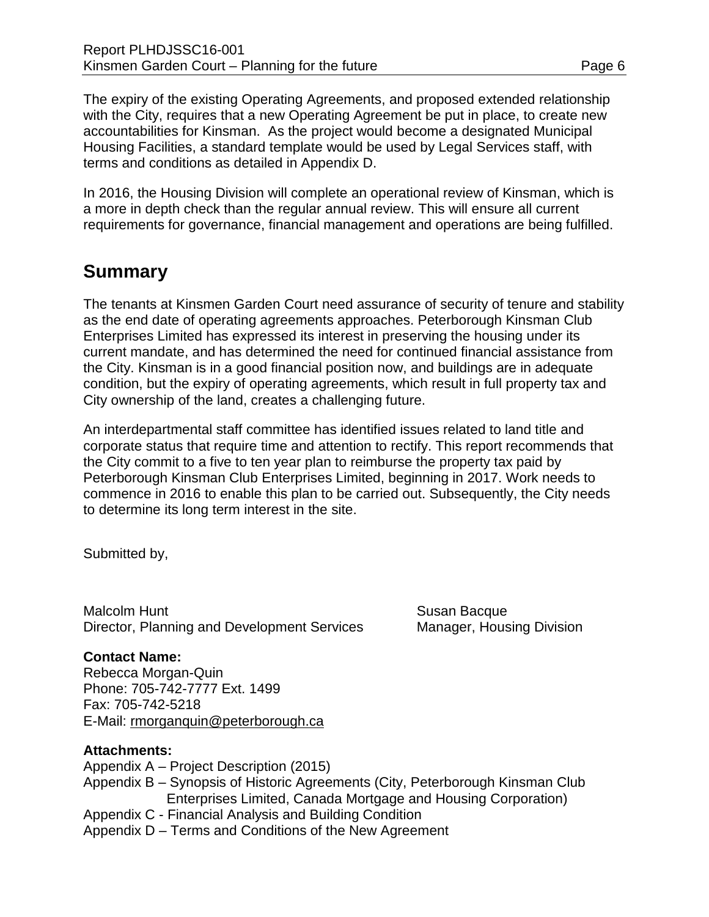The expiry of the existing Operating Agreements, and proposed extended relationship with the City, requires that a new Operating Agreement be put in place, to create new accountabilities for Kinsman. As the project would become a designated Municipal Housing Facilities, a standard template would be used by Legal Services staff, with terms and conditions as detailed in Appendix D.

In 2016, the Housing Division will complete an operational review of Kinsman, which is a more in depth check than the regular annual review. This will ensure all current requirements for governance, financial management and operations are being fulfilled.

## Summary

The tenants at Kinsmen Garden Court need assurance of security of tenure and stability as the end date of operating agreements approaches. Peterborough Kinsman Club Enterprises Limited has expressed its interest in preserving the housing under its current mandate, and has determined the need for continued financial assistance from the City. Kinsman is in a good financial position now, and buildings are in adequate condition, but the expiry of operating agreements, which result in full property tax and City ownership of the land, creates a challenging future.

An interdepartmental staff committee has identified issues related to land title and corporate status that require time and attention to rectify. This report recommends that the City commit to a five to ten year plan to reimburse the property tax paid by Peterborough Kinsman Club Enterprises Limited, beginning in 2017. Work needs to commence in 2016 to enable this plan to be carried out. Subsequently, the City needs to determine its long term interest in the site.

Submitted by,

Malcolm Hunt
Director, Planning and Development Services

Susan Bacque
Manager, Housing Division

**Contact Name:**
Rebecca Morgan-Quin
Phone: 705-742-7777 Ext. 1499
Fax: 705-742-5218
E-Mail: rmorganquin@peterborough.ca

**Attachments:**
Appendix A – Project Description (2015)
Appendix B – Synopsis of Historic Agreements (City, Peterborough Kinsman Club Enterprises Limited, Canada Mortgage and Housing Corporation)
Appendix C - Financial Analysis and Building Condition
Appendix D – Terms and Conditions of the New Agreement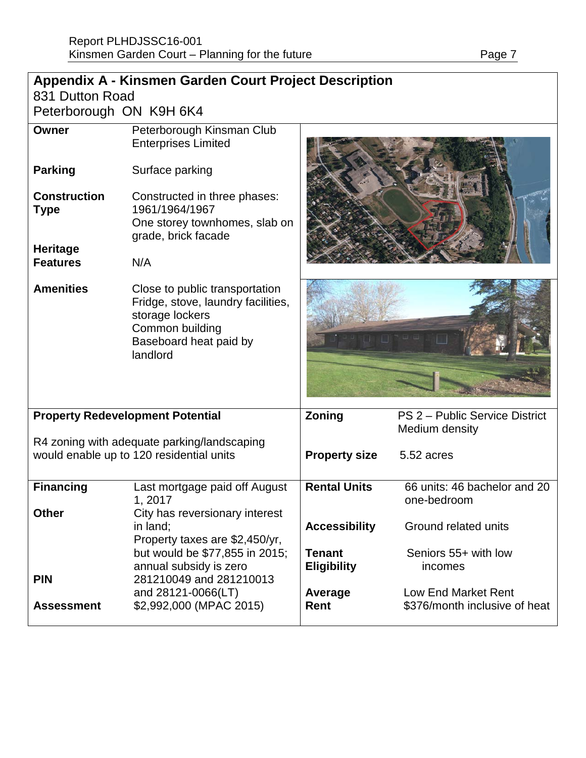## Appendix A - Kinsmen Garden Court Project Description

831 Dutton Road
Peterborough ON K9H 6K4

| | |
|---|---|
| **Owner** | Peterborough Kinsman Club Enterprises Limited |
| **Parking** | Surface parking |
| **Construction Type** | Constructed in three phases: 1961/1964/1967<br>One storey townhomes, slab on grade, brick facade |
| **Heritage Features** | N/A |
| **Amenities** | Close to public transportation<br>Fridge, stove, laundry facilities, storage lockers<br>Common building<br>Baseboard heat paid by landlord |

**Property Redevelopment Potential**

R4 zoning with adequate parking/landscaping would enable up to 120 residential units

| | |
|---|---|
| **Zoning** | PS 2 – Public Service District Medium density |
| **Property size** | 5.52 acres |

| | |
|---|---|
| **Financing** | Last mortgage paid off August 1, 2017 |
| **Other** | City has reversionary interest in land;<br>Property taxes are $2,450/yr, but would be $77,855 in 2015; annual subsidy is zero |
| **PIN** | 281210049 and 281210013 and 28121-0066(LT) |
| **Assessment** | $2,992,000 (MPAC 2015) |

| | |
|---|---|
| **Rental Units** | 66 units: 46 bachelor and 20 one-bedroom |
| **Accessibility** | Ground related units |
| **Tenant Eligibility** | Seniors 55+ with low incomes |
| **Average Rent** | Low End Market Rent<br>$376/month inclusive of heat |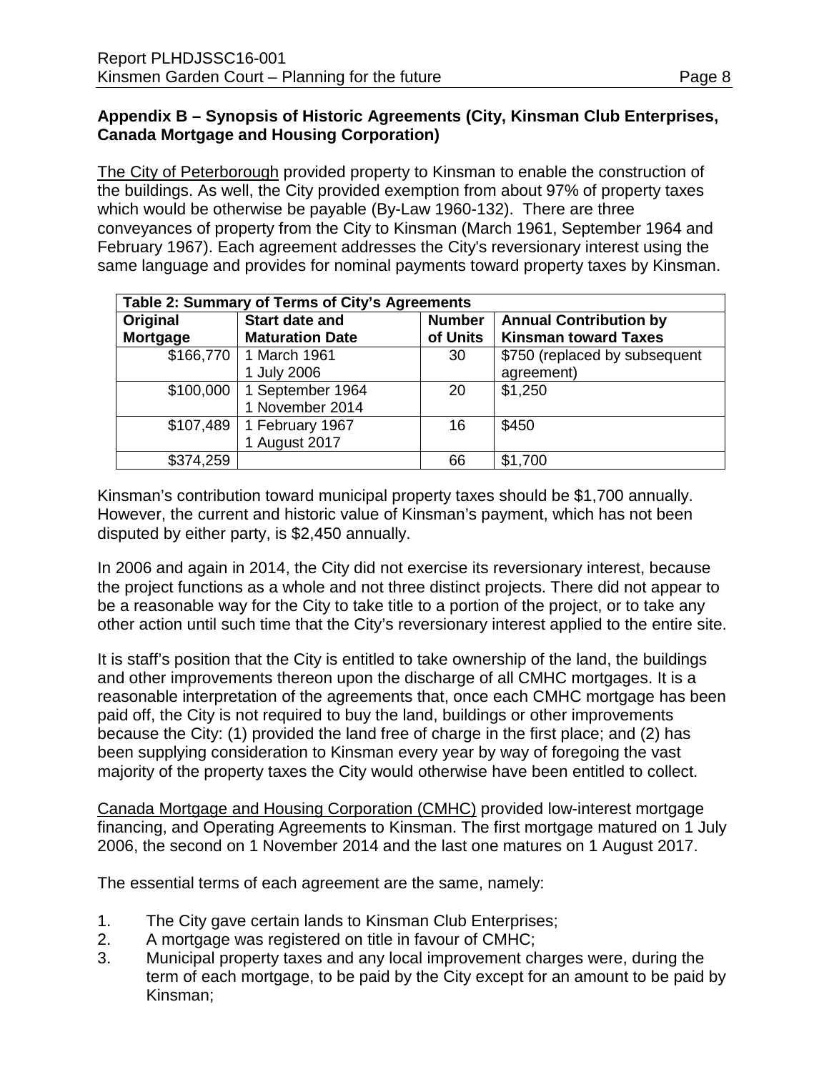### Appendix B – Synopsis of Historic Agreements (City, Kinsman Club Enterprises, Canada Mortgage and Housing Corporation)

The City of Peterborough provided property to Kinsman to enable the construction of the buildings. As well, the City provided exemption from about 97% of property taxes which would be otherwise be payable (By-Law 1960-132). There are three conveyances of property from the City to Kinsman (March 1961, September 1964 and February 1967). Each agreement addresses the City's reversionary interest using the same language and provides for nominal payments toward property taxes by Kinsman.

| Table 2: Summary of Terms of City's Agreements | | | |
|---|---|---|---|
| Original Mortgage | Start date and Maturation Date | Number of Units | Annual Contribution by Kinsman toward Taxes |
| \$166,770 | 1 March 1961<br>1 July 2006 | 30 | \$750 (replaced by subsequent agreement) |
| \$100,000 | 1 September 1964<br>1 November 2014 | 20 | \$1,250 |
| \$107,489 | 1 February 1967<br>1 August 2017 | 16 | \$450 |
| \$374,259 | | 66 | \$1,700 |

Kinsman's contribution toward municipal property taxes should be \$1,700 annually. However, the current and historic value of Kinsman's payment, which has not been disputed by either party, is \$2,450 annually.

In 2006 and again in 2014, the City did not exercise its reversionary interest, because the project functions as a whole and not three distinct projects. There did not appear to be a reasonable way for the City to take title to a portion of the project, or to take any other action until such time that the City's reversionary interest applied to the entire site.

It is staff's position that the City is entitled to take ownership of the land, the buildings and other improvements thereon upon the discharge of all CMHC mortgages. It is a reasonable interpretation of the agreements that, once each CMHC mortgage has been paid off, the City is not required to buy the land, buildings or other improvements because the City: (1) provided the land free of charge in the first place; and (2) has been supplying consideration to Kinsman every year by way of foregoing the vast majority of the property taxes the City would otherwise have been entitled to collect.

Canada Mortgage and Housing Corporation (CMHC) provided low-interest mortgage financing, and Operating Agreements to Kinsman. The first mortgage matured on 1 July 2006, the second on 1 November 2014 and the last one matures on 1 August 2017.

The essential terms of each agreement are the same, namely:

1. The City gave certain lands to Kinsman Club Enterprises;
2. A mortgage was registered on title in favour of CMHC;
3. Municipal property taxes and any local improvement charges were, during the term of each mortgage, to be paid by the City except for an amount to be paid by Kinsman;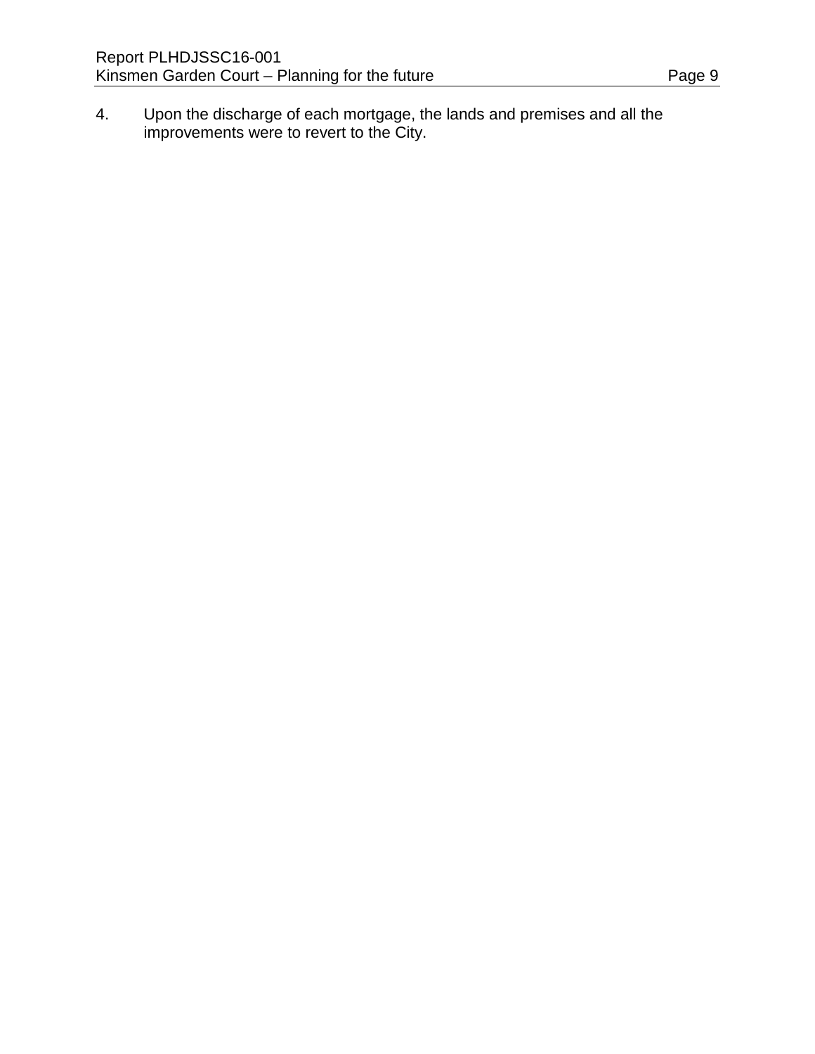4. Upon the discharge of each mortgage, the lands and premises and all the improvements were to revert to the City.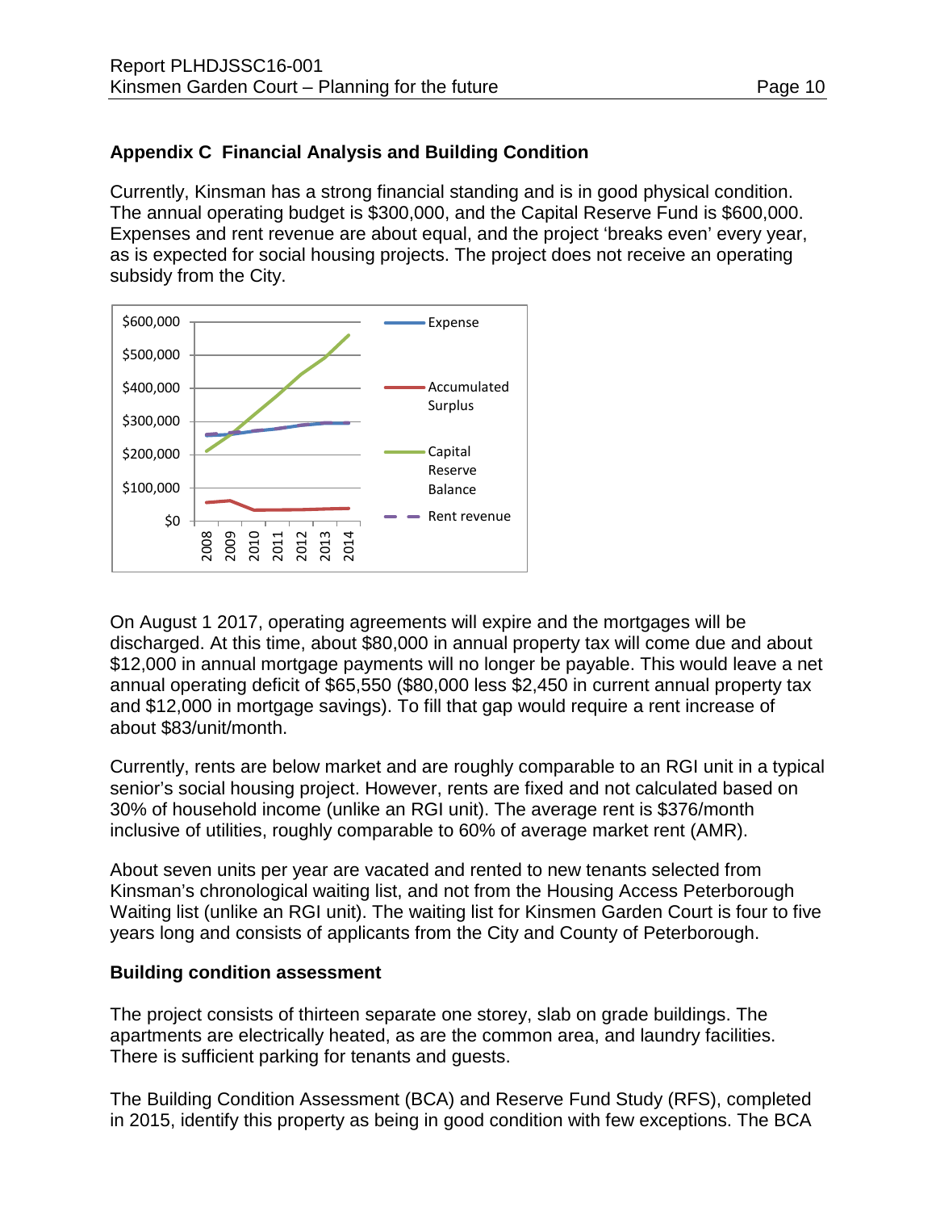## Appendix C  Financial Analysis and Building Condition

Currently, Kinsman has a strong financial standing and is in good physical condition. The annual operating budget is $300,000, and the Capital Reserve Fund is $600,000. Expenses and rent revenue are about equal, and the project 'breaks even' every year, as is expected for social housing projects. The project does not receive an operating subsidy from the City.

On August 1 2017, operating agreements will expire and the mortgages will be discharged. At this time, about $80,000 in annual property tax will come due and about $12,000 in annual mortgage payments will no longer be payable. This would leave a net annual operating deficit of $65,550 ($80,000 less $2,450 in current annual property tax and $12,000 in mortgage savings). To fill that gap would require a rent increase of about $83/unit/month.

Currently, rents are below market and are roughly comparable to an RGI unit in a typical senior's social housing project. However, rents are fixed and not calculated based on 30% of household income (unlike an RGI unit). The average rent is $376/month inclusive of utilities, roughly comparable to 60% of average market rent (AMR).

About seven units per year are vacated and rented to new tenants selected from Kinsman's chronological waiting list, and not from the Housing Access Peterborough Waiting list (unlike an RGI unit). The waiting list for Kinsmen Garden Court is four to five years long and consists of applicants from the City and County of Peterborough.

### Building condition assessment

The project consists of thirteen separate one storey, slab on grade buildings. The apartments are electrically heated, as are the common area, and laundry facilities. There is sufficient parking for tenants and guests.

The Building Condition Assessment (BCA) and Reserve Fund Study (RFS), completed in 2015, identify this property as being in good condition with few exceptions. The BCA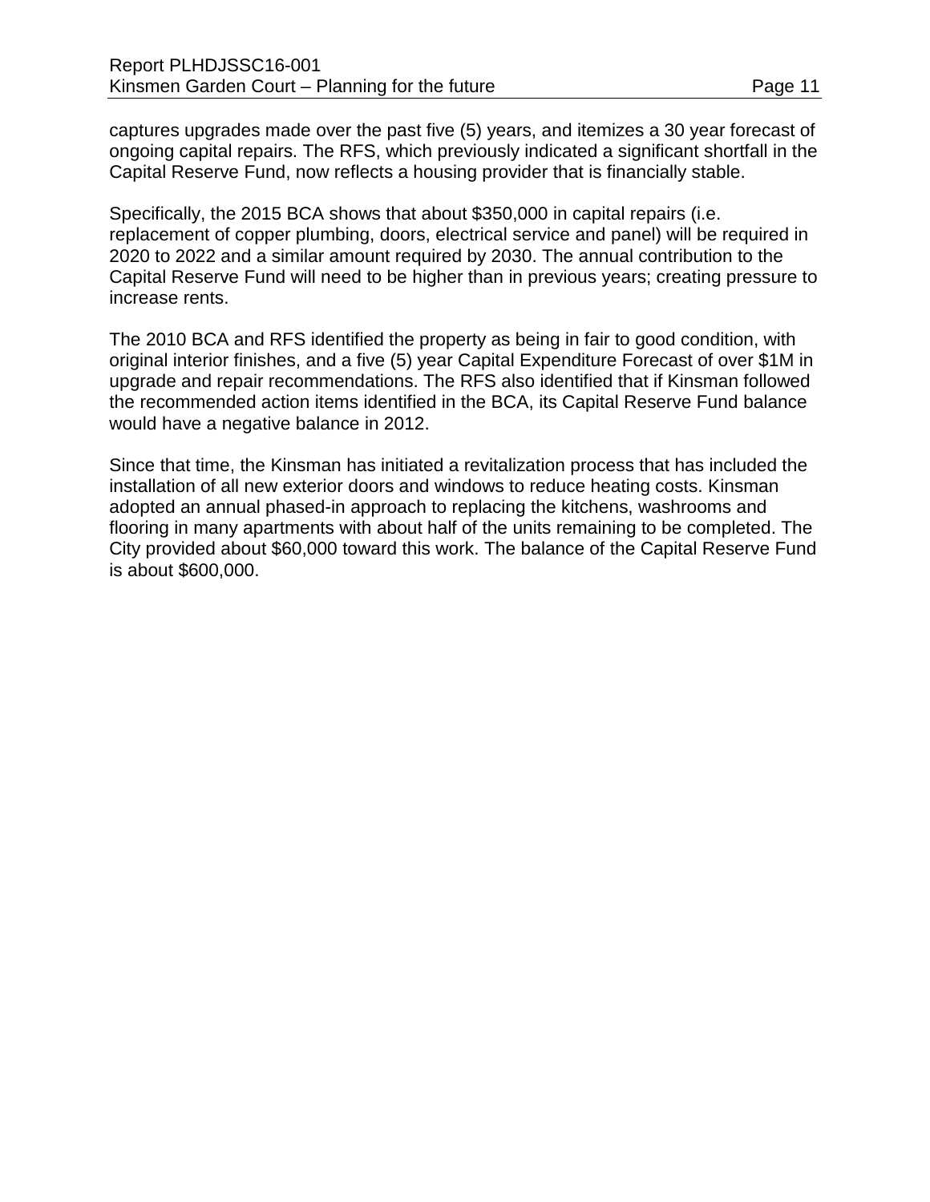captures upgrades made over the past five (5) years, and itemizes a 30 year forecast of ongoing capital repairs. The RFS, which previously indicated a significant shortfall in the Capital Reserve Fund, now reflects a housing provider that is financially stable.

Specifically, the 2015 BCA shows that about $350,000 in capital repairs (i.e. replacement of copper plumbing, doors, electrical service and panel) will be required in 2020 to 2022 and a similar amount required by 2030. The annual contribution to the Capital Reserve Fund will need to be higher than in previous years; creating pressure to increase rents.

The 2010 BCA and RFS identified the property as being in fair to good condition, with original interior finishes, and a five (5) year Capital Expenditure Forecast of over $1M in upgrade and repair recommendations. The RFS also identified that if Kinsman followed the recommended action items identified in the BCA, its Capital Reserve Fund balance would have a negative balance in 2012.

Since that time, the Kinsman has initiated a revitalization process that has included the installation of all new exterior doors and windows to reduce heating costs. Kinsman adopted an annual phased-in approach to replacing the kitchens, washrooms and flooring in many apartments with about half of the units remaining to be completed. The City provided about $60,000 toward this work. The balance of the Capital Reserve Fund is about $600,000.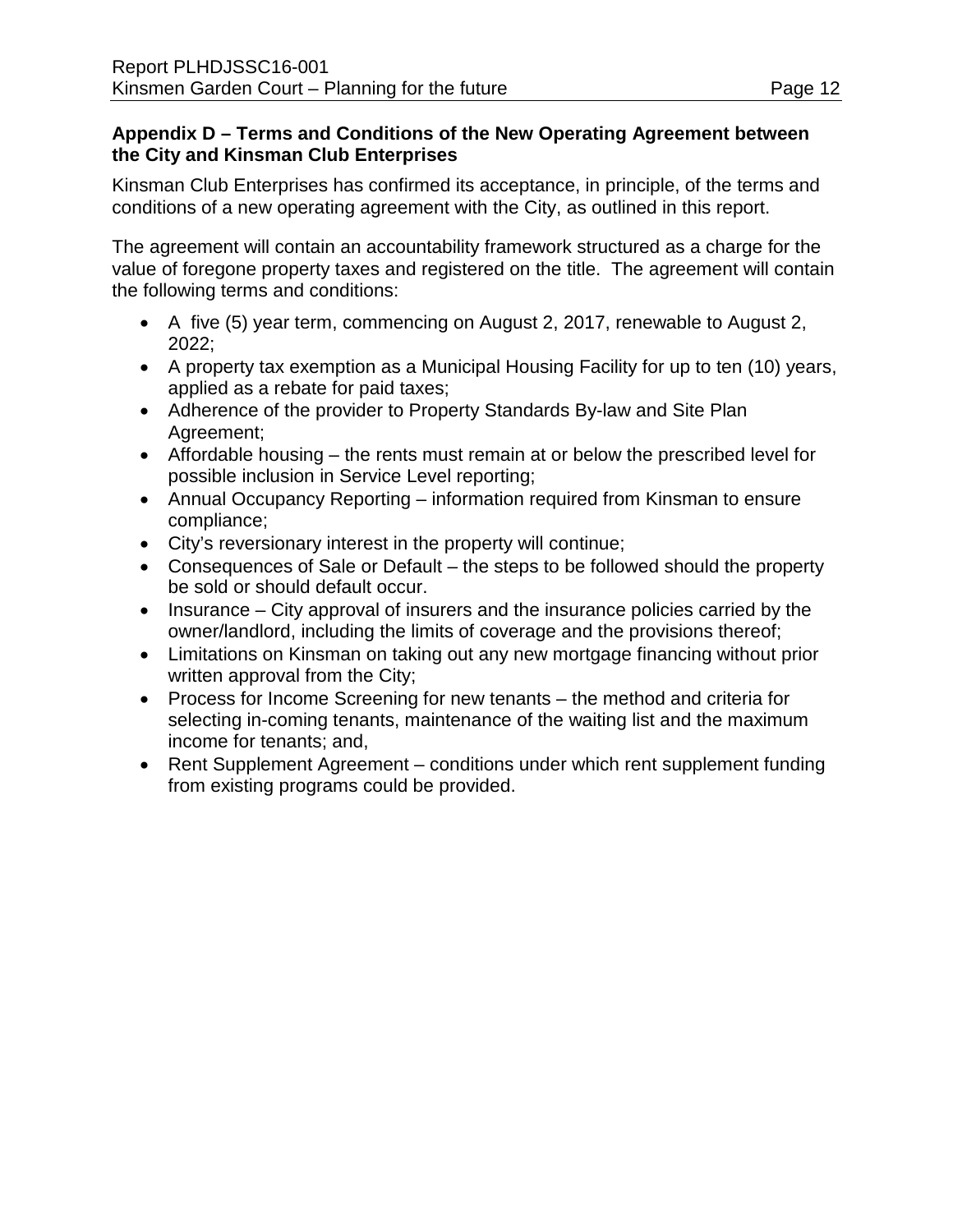## Appendix D – Terms and Conditions of the New Operating Agreement between the City and Kinsman Club Enterprises

Kinsman Club Enterprises has confirmed its acceptance, in principle, of the terms and conditions of a new operating agreement with the City, as outlined in this report.

The agreement will contain an accountability framework structured as a charge for the value of foregone property taxes and registered on the title. The agreement will contain the following terms and conditions:

- A five (5) year term, commencing on August 2, 2017, renewable to August 2, 2022;
- A property tax exemption as a Municipal Housing Facility for up to ten (10) years, applied as a rebate for paid taxes;
- Adherence of the provider to Property Standards By-law and Site Plan Agreement;
- Affordable housing – the rents must remain at or below the prescribed level for possible inclusion in Service Level reporting;
- Annual Occupancy Reporting – information required from Kinsman to ensure compliance;
- City's reversionary interest in the property will continue;
- Consequences of Sale or Default – the steps to be followed should the property be sold or should default occur.
- Insurance – City approval of insurers and the insurance policies carried by the owner/landlord, including the limits of coverage and the provisions thereof;
- Limitations on Kinsman on taking out any new mortgage financing without prior written approval from the City;
- Process for Income Screening for new tenants – the method and criteria for selecting in-coming tenants, maintenance of the waiting list and the maximum income for tenants; and,
- Rent Supplement Agreement – conditions under which rent supplement funding from existing programs could be provided.